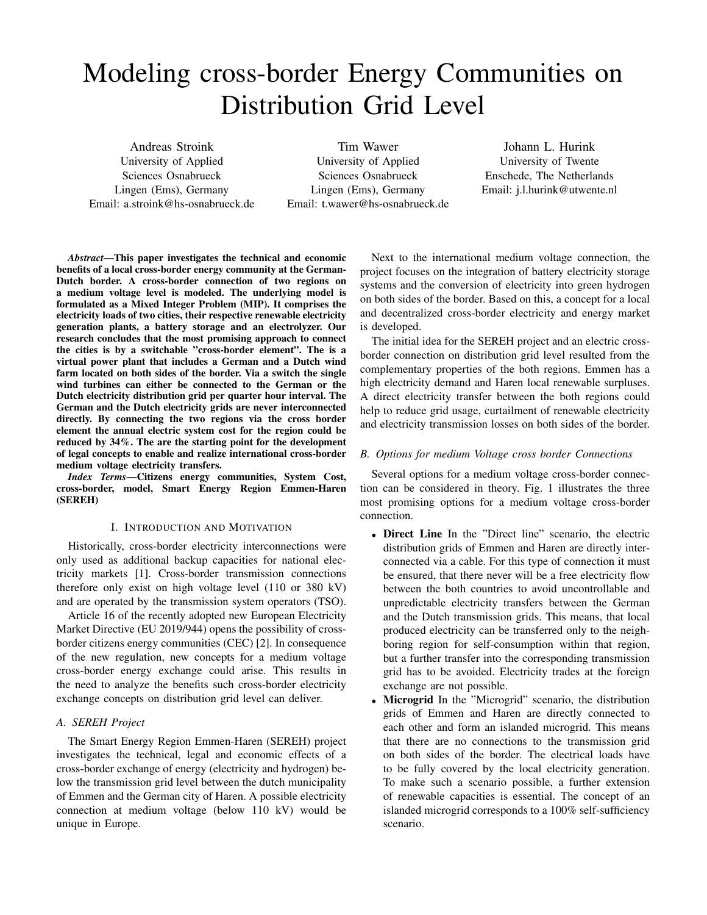# Modeling cross-border Energy Communities on Distribution Grid Level

Andreas Stroink
University of Applied Sciences Osnabrueck
Lingen (Ems), Germany
Email: a.stroink@hs-osnabrueck.de

Tim Wawer
University of Applied Sciences Osnabrueck
Lingen (Ems), Germany
Email: t.wawer@hs-osnabrueck.de

Johann L. Hurink
University of Twente
Enschede, The Netherlands
Email: j.l.hurink@utwente.nl

***Abstract*—This paper investigates the technical and economic benefits of a local cross-border energy community at the German-Dutch border. A cross-border connection of two regions on a medium voltage level is modeled. The underlying model is formulated as a Mixed Integer Problem (MIP). It comprises the electricity loads of two cities, their respective renewable electricity generation plants, a battery storage and an electrolyzer. Our research concludes that the most promising approach to connect the cities is by a switchable "cross-border element". The is a virtual power plant that includes a German and a Dutch wind farm located on both sides of the border. Via a switch the single wind turbines can either be connected to the German or the Dutch electricity distribution grid per quarter hour interval. The German and the Dutch electricity grids are never interconnected directly. By connecting the two regions via the cross border element the annual electric system cost for the region could be reduced by 34%. The are the starting point for the development of legal concepts to enable and realize international cross-border medium voltage electricity transfers.**

***Index Terms*—Citizens energy communities, System Cost, cross-border, model, Smart Energy Region Emmen-Haren (SEREH)**

## I. Introduction and Motivation

Historically, cross-border electricity interconnections were only used as additional backup capacities for national electricity markets [1]. Cross-border transmission connections therefore only exist on high voltage level (110 or 380 kV) and are operated by the transmission system operators (TSO).

Article 16 of the recently adopted new European Electricity Market Directive (EU 2019/944) opens the possibility of cross-border citizens energy communities (CEC) [2]. In consequence of the new regulation, new concepts for a medium voltage cross-border energy exchange could arise. This results in the need to analyze the benefits such cross-border electricity exchange concepts on distribution grid level can deliver.

### A. SEREH Project

The Smart Energy Region Emmen-Haren (SEREH) project investigates the technical, legal and economic effects of a cross-border exchange of energy (electricity and hydrogen) below the transmission grid level between the dutch municipality of Emmen and the German city of Haren. A possible electricity connection at medium voltage (below 110 kV) would be unique in Europe.

Next to the international medium voltage connection, the project focuses on the integration of battery electricity storage systems and the conversion of electricity into green hydrogen on both sides of the border. Based on this, a concept for a local and decentralized cross-border electricity and energy market is developed.

The initial idea for the SEREH project and an electric cross-border connection on distribution grid level resulted from the complementary properties of the both regions. Emmen has a high electricity demand and Haren local renewable surpluses. A direct electricity transfer between the both regions could help to reduce grid usage, curtailment of renewable electricity and electricity transmission losses on both sides of the border.

### B. Options for medium Voltage cross border Connections

Several options for a medium voltage cross-border connection can be considered in theory. Fig. 1 illustrates the three most promising options for a medium voltage cross-border connection.

- **Direct Line** In the "Direct line" scenario, the electric distribution grids of Emmen and Haren are directly interconnected via a cable. For this type of connection it must be ensured, that there never will be a free electricity flow between the both countries to avoid uncontrollable and unpredictable electricity transfers between the German and the Dutch transmission grids. This means, that local produced electricity can be transferred only to the neighboring region for self-consumption within that region, but a further transfer into the corresponding transmission grid has to be avoided. Electricity trades at the foreign exchange are not possible.
- **Microgrid** In the "Microgrid" scenario, the distribution grids of Emmen and Haren are directly connected to each other and form an islanded microgrid. This means that there are no connections to the transmission grid on both sides of the border. The electrical loads have to be fully covered by the local electricity generation. To make such a scenario possible, a further extension of renewable capacities is essential. The concept of an islanded microgrid corresponds to a 100% self-sufficiency scenario.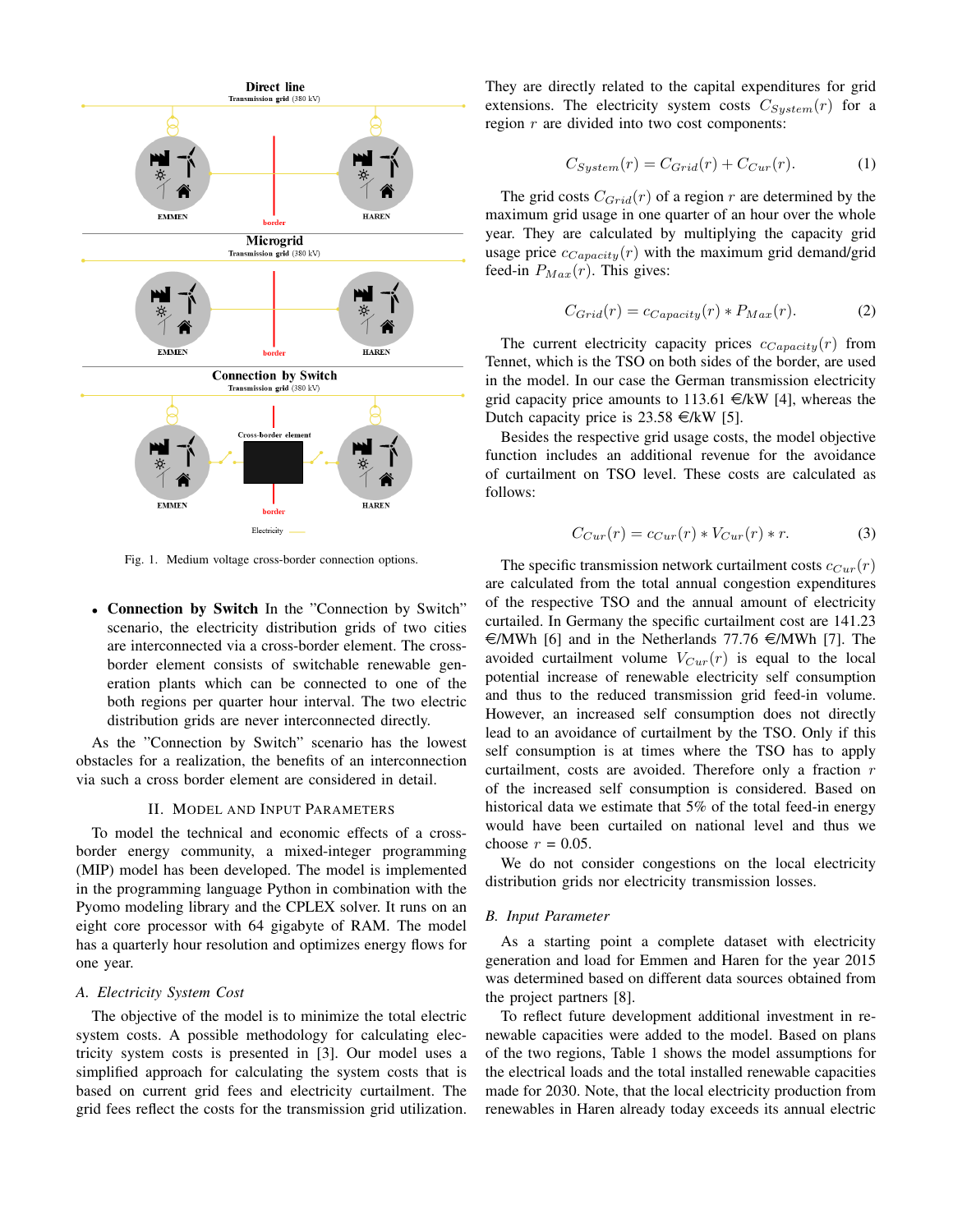Fig. 1. Medium voltage cross-border connection options.

- **Connection by Switch** In the "Connection by Switch" scenario, the electricity distribution grids of two cities are interconnected via a cross-border element. The cross-border element consists of switchable renewable generation plants which can be connected to one of the both regions per quarter hour interval. The two electric distribution grids are never interconnected directly.

As the "Connection by Switch" scenario has the lowest obstacles for a realization, the benefits of an interconnection via such a cross border element are considered in detail.

## II. Model and Input Parameters

To model the technical and economic effects of a cross-border energy community, a mixed-integer programming (MIP) model has been developed. The model is implemented in the programming language Python in combination with the Pyomo modeling library and the CPLEX solver. It runs on an eight core processor with 64 gigabyte of RAM. The model has a quarterly hour resolution and optimizes energy flows for one year.

### A. Electricity System Cost

The objective of the model is to minimize the total electric system costs. A possible methodology for calculating electricity system costs is presented in [3]. Our model uses a simplified approach for calculating the system costs that is based on current grid fees and electricity curtailment. The grid fees reflect the costs for the transmission grid utilization. They are directly related to the capital expenditures for grid extensions. The electricity system costs $C_{System}(r)$ for a region $r$ are divided into two cost components:

$$C_{System}(r) = C_{Grid}(r) + C_{Cur}(r). \tag{1}$$

The grid costs $C_{Grid}(r)$ of a region $r$ are determined by the maximum grid usage in one quarter of an hour over the whole year. They are calculated by multiplying the capacity grid usage price $c_{Capacity}(r)$ with the maximum grid demand/grid feed-in $P_{Max}(r)$. This gives:

$$C_{Grid}(r) = c_{Capacity}(r) * P_{Max}(r). \tag{2}$$

The current electricity capacity prices $c_{Capacity}(r)$ from Tennet, which is the TSO on both sides of the border, are used in the model. In our case the German transmission electricity grid capacity price amounts to 113.61 €/kW [4], whereas the Dutch capacity price is 23.58 €/kW [5].

Besides the respective grid usage costs, the model objective function includes an additional revenue for the avoidance of curtailment on TSO level. These costs are calculated as follows:

$$C_{Cur}(r) = c_{Cur}(r) * V_{Cur}(r) * r. \tag{3}$$

The specific transmission network curtailment costs $c_{Cur}(r)$ are calculated from the total annual congestion expenditures of the respective TSO and the total amount of electricity curtailed. In Germany the specific curtailment cost are 141.23 €/MWh [6] and in the Netherlands 77.76 €/MWh [7]. The avoided curtailment volume $V_{Cur}(r)$ is equal to the local potential increase of renewable electricity self consumption and thus to the reduced transmission grid feed-in volume. However, an increased self consumption does not directly lead to an avoidance of curtailment by the TSO. Only if this self consumption is at times where the TSO has to apply curtailment, costs are avoided. Therefore only a fraction $r$ of the increased self consumption is considered. Based on historical data we estimate that 5% of the total feed-in energy would have been curtailed on national level and thus we choose $r$ = 0.05.

We do not consider congestions on the local electricity distribution grids nor electricity transmission losses.

### B. Input Parameter

As a starting point a complete dataset with electricity generation and load for Emmen and Haren for the year 2015 was determined based on different data sources obtained from the project partners [8].

To reflect future development additional investment in renewable capacities were added to the model. Based on plans of the two regions, Table 1 shows the model assumptions for the electrical loads and the total installed renewable capacities made for 2030. Note, that the local electricity production from renewables in Haren already today exceeds its annual electric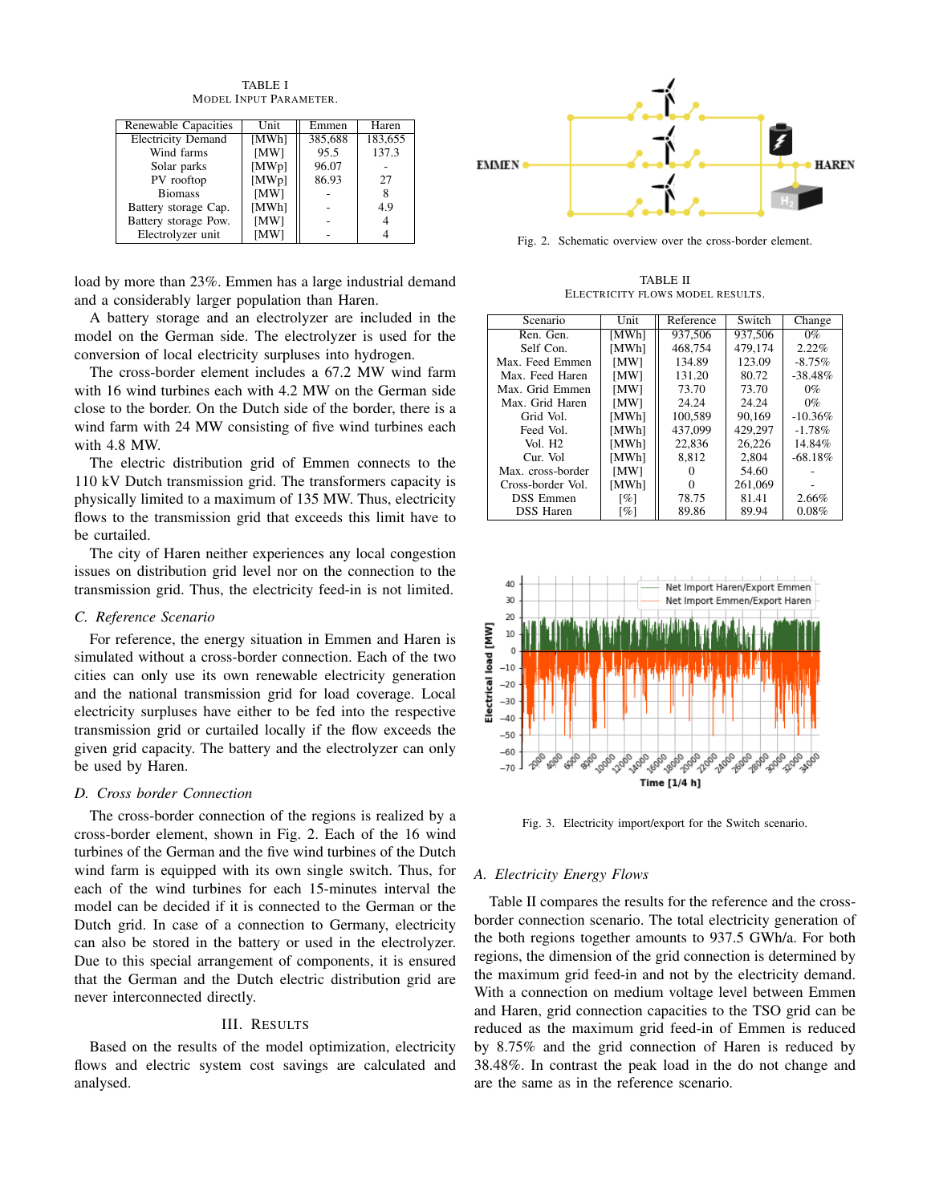TABLE I
MODEL INPUT PARAMETER.

| Renewable Capacities | Unit | Emmen | Haren |
|---|---|---|---|
| Electricity Demand | [MWh] | 385,688 | 183,655 |
| Wind farms | [MW] | 95.5 | 137.3 |
| Solar parks | [MWp] | 96.07 | - |
| PV rooftop | [MWp] | 86.93 | 27 |
| Biomass | [MW] | - | 8 |
| Battery storage Cap. | [MWh] | - | 4.9 |
| Battery storage Pow. | [MW] | - | 4 |
| Electrolyzer unit | [MW] | - | 4 |

load by more than 23%. Emmen has a large industrial demand and a considerably larger population than Haren.

A battery storage and an electrolyzer are included in the model on the German side. The electrolyzer is used for the conversion of local electricity surpluses into hydrogen.

The cross-border element includes a 67.2 MW wind farm with 16 wind turbines each with 4.2 MW on the German side close to the border. On the Dutch side of the border, there is a wind farm with 24 MW consisting of five wind turbines each with 4.8 MW.

The electric distribution grid of Emmen connects to the 110 kV Dutch transmission grid. The transformers capacity is physically limited to a maximum of 135 MW. Thus, electricity flows to the transmission grid that exceeds this limit have to be curtailed.

The city of Haren neither experiences any local congestion issues on distribution grid level nor on the connection to the transmission grid. Thus, the electricity feed-in is not limited.

### C. Reference Scenario

For reference, the energy situation in Emmen and Haren is simulated without a cross-border connection. Each of the two cities can only use its own renewable electricity generation and the national transmission grid for load coverage. Local electricity surpluses have either to be fed into the respective transmission grid or curtailed locally if the flow exceeds the given grid capacity. The battery and the electrolyzer can only be used by Haren.

### D. Cross border Connection

The cross-border connection of the regions is realized by a cross-border element, shown in Fig. 2. Each of the 16 wind turbines of the German and the five wind turbines of the Dutch wind farm is equipped with its own single switch. Thus, for each of the wind turbines for each 15-minutes interval the model can be decided if it is connected to the German or the Dutch grid. In case of a connection to Germany, electricity can also be stored in the battery or used in the electrolyzer. Due to this special arrangement of components, it is ensured that the German and the Dutch electric distribution grid are never interconnected directly.

## III. RESULTS

Based on the results of the model optimization, electricity flows and electric system cost savings are calculated and analysed.

Fig. 2. Schematic overview over the cross-border element.

TABLE II
ELECTRICITY FLOWS MODEL RESULTS.

| Scenario | Unit | Reference | Switch | Change |
|---|---|---|---|---|
| Ren. Gen. | [MWh] | 937,506 | 937,506 | 0% |
| Self Con. | [MWh] | 468,754 | 479,174 | 2.22% |
| Max. Feed Emmen | [MW] | 134.89 | 123.09 | -8.75% |
| Max. Feed Haren | [MW] | 131.20 | 80.72 | -38.48% |
| Max. Grid Emmen | [MW] | 73.70 | 73.70 | 0% |
| Max. Grid Haren | [MW] | 24.24 | 24.24 | 0% |
| Grid Vol. | [MWh] | 100,589 | 90,169 | -10.36% |
| Feed Vol. | [MWh] | 437,099 | 429,297 | -1.78% |
| Vol. H2 | [MWh] | 22,836 | 26,226 | 14.84% |
| Cur. Vol | [MWh] | 8,812 | 2,804 | -68.18% |
| Max. cross-border | [MW] | 0 | 54.60 | - |
| Cross-border Vol. | [MWh] | 0 | 261,069 | - |
| DSS Emmen | [%] | 78.75 | 81.41 | 2.66% |
| DSS Haren | [%] | 89.86 | 89.94 | 0.08% |

Fig. 3. Electricity import/export for the Switch scenario.

### A. Electricity Energy Flows

Table II compares the results for the reference and the cross-border connection scenario. The total electricity generation of the both regions together amounts to 937.5 GWh/a. For both regions, the dimension of the grid connection is determined by the maximum grid feed-in and not by the electricity demand. With a connection on medium voltage level between Emmen and Haren, grid connection capacities to the TSO grid can be reduced as the maximum grid feed-in of Emmen is reduced by 8.75% and the grid connection of Haren is reduced by 38.48%. In contrast the peak load in the do not change and are the same as in the reference scenario.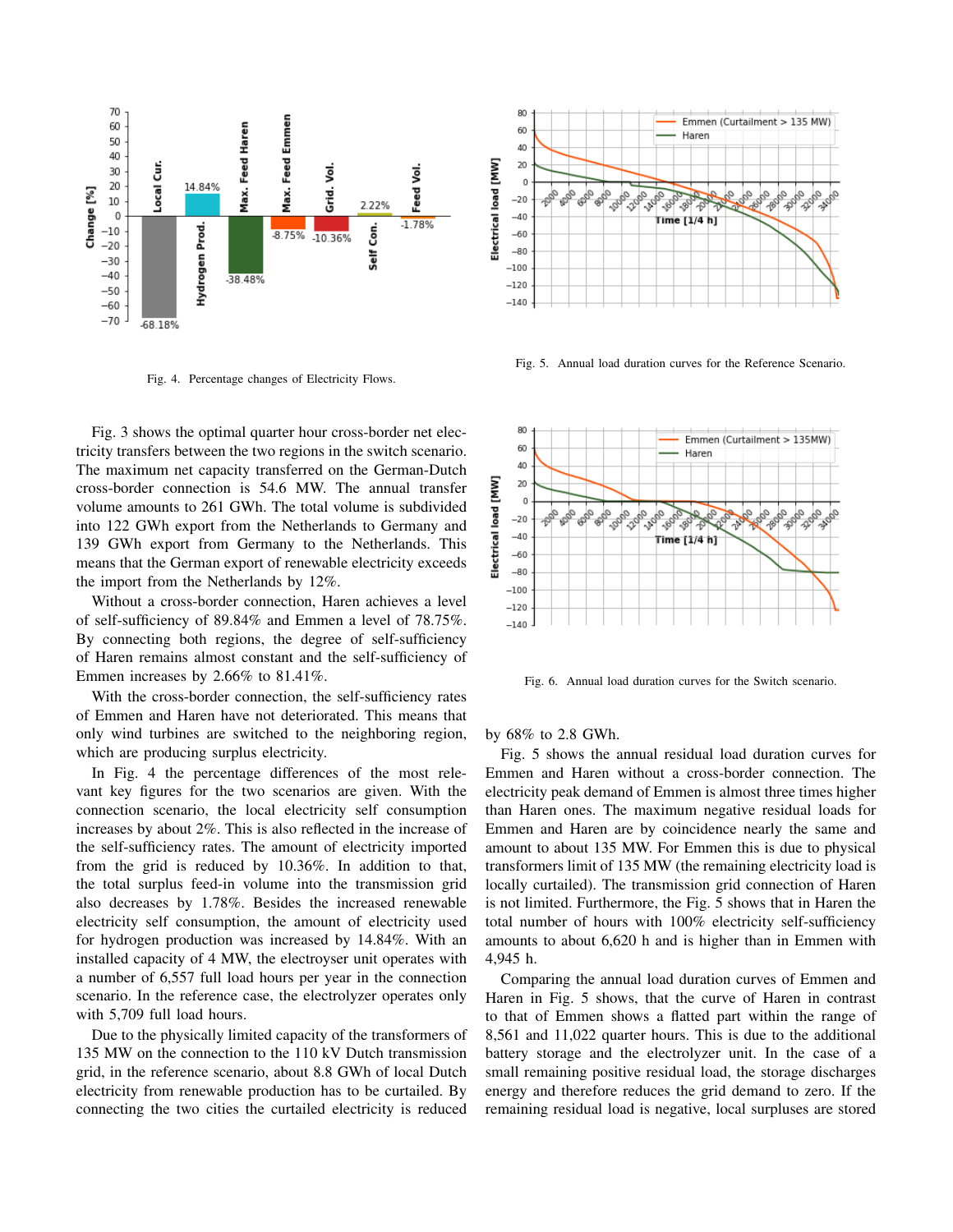Fig. 4. Percentage changes of Electricity Flows.

Fig. 5. Annual load duration curves for the Reference Scenario.

Fig. 3 shows the optimal quarter hour cross-border net electricity transfers between the two regions in the switch scenario. The maximum net capacity transferred on the German-Dutch cross-border connection is 54.6 MW. The annual transfer volume amounts to 261 GWh. The total volume is subdivided into 122 GWh export from the Netherlands to Germany and 139 GWh export from Germany to the Netherlands. This means that the German export of renewable electricity exceeds the import from the Netherlands by 12%.

Without a cross-border connection, Haren achieves a level of self-sufficiency of 89.84% and Emmen a level of 78.75%. By connecting both regions, the degree of self-sufficiency of Haren remains almost constant and the self-sufficiency of Emmen increases by 2.66% to 81.41%.

With the cross-border connection, the self-sufficiency rates of Emmen and Haren have not deteriorated. This means that only wind turbines are switched to the neighboring region, which are producing surplus electricity.

In Fig. 4 the percentage differences of the most relevant key figures for the two scenarios are given. With the connection scenario, the local electricity self consumption increases by about 2%. This is also reflected in the increase of the self-sufficiency rates. The amount of electricity imported from the grid is reduced by 10.36%. In addition to that, the total surplus feed-in volume into the transmission grid also decreases by 1.78%. Besides the increased renewable electricity self consumption, the amount of electricity used for hydrogen production was increased by 14.84%. With an installed capacity of 4 MW, the electroyser unit operates with a number of 6,557 full load hours per year in the connection scenario. In the reference case, the electrolyzer operates only with 5,709 full load hours.

Due to the physically limited capacity of the transformers of 135 MW on the connection to the 110 kV Dutch transmission grid, in the reference scenario, about 8.8 GWh of local Dutch electricity from renewable production has to be curtailed. By connecting the two cities the curtailed electricity is reduced by 68% to 2.8 GWh.

Fig. 6. Annual load duration curves for the Switch scenario.

Fig. 5 shows the annual residual load duration curves for Emmen and Haren without a cross-border connection. The electricity peak demand of Emmen is almost three times higher than Haren ones. The maximum negative residual loads for Emmen and Haren are by coincidence nearly the same and amount to about 135 MW. For Emmen this is due to physical transformers limit of 135 MW (the remaining electricity load is locally curtailed). The transmission grid connection of Haren is not limited. Furthermore, the Fig. 5 shows that in Haren the total number of hours with 100% electricity self-sufficiency amounts to about 6,620 h and is higher than in Emmen with 4,945 h.

Comparing the annual load duration curves of Emmen and Haren in Fig. 5 shows, that the curve of Haren in contrast to that of Emmen shows a flatted part within the range of 8,561 and 11,022 quarter hours. This is due to the additional battery storage and the electrolyzer unit. In the case of a small remaining positive residual load, the storage discharges energy and therefore reduces the grid demand to zero. If the remaining residual load is negative, local surpluses are stored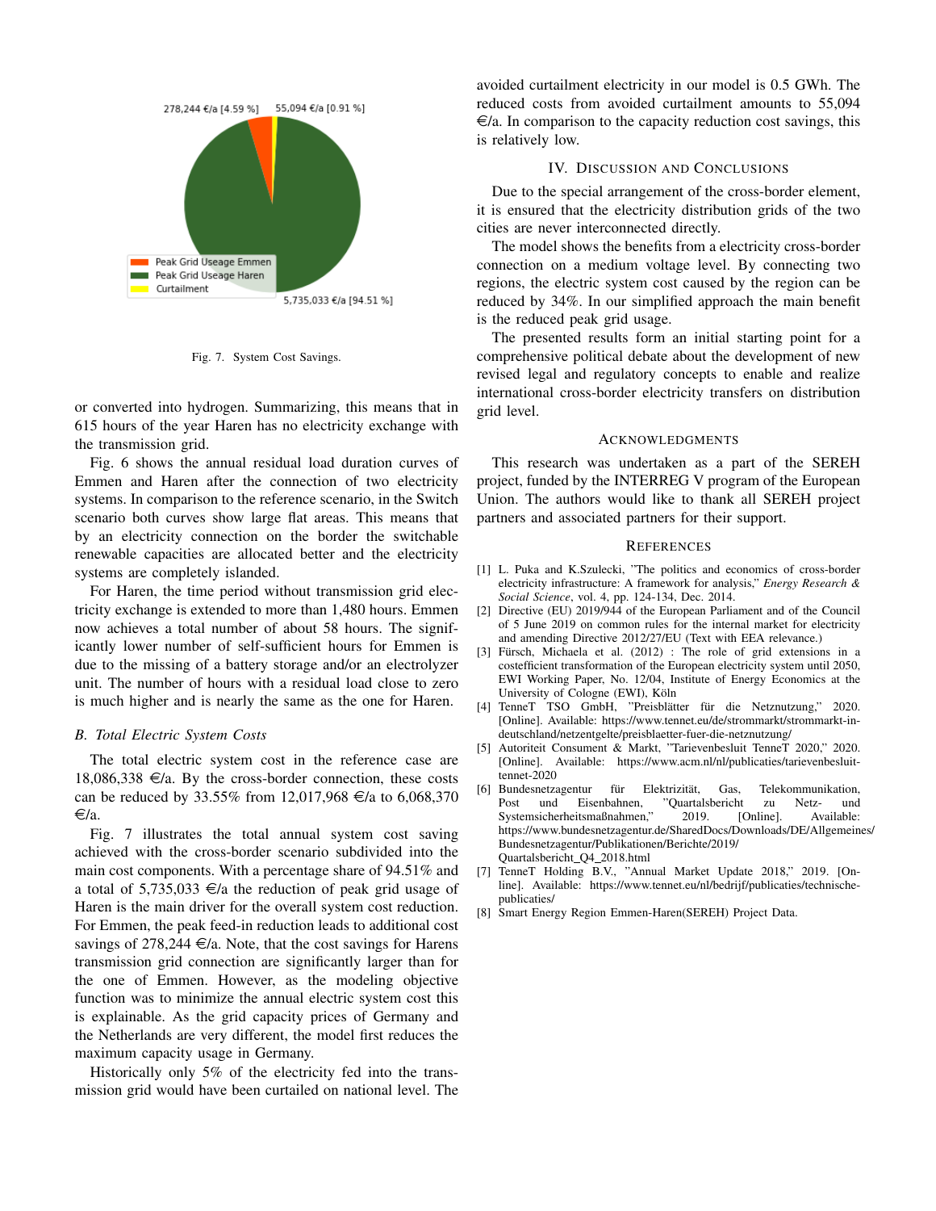278,244 €/a [4.59 %]

55,094 €/a [0.91 %]

Peak Grid Useage Emmen

Peak Grid Useage Haren

Curtailment

5,735,033 €/a [94.51 %]

Fig. 7. System Cost Savings.

or converted into hydrogen. Summarizing, this means that in 615 hours of the year Haren has no electricity exchange with the transmission grid.

Fig. 6 shows the annual residual load duration curves of Emmen and Haren after the connection of two electricity systems. In comparison to the reference scenario, in the Switch scenario both curves show large flat areas. This means that by an electricity connection on the border the switchable renewable capacities are allocated better and the electricity systems are completely islanded.

For Haren, the time period without transmission grid electricity exchange is extended to more than 1,480 hours. Emmen now achieves a total number of about 58 hours. The significantly lower number of self-sufficient hours for Emmen is due to the missing of a battery storage and/or an electrolyzer unit. The number of hours with a residual load close to zero is much higher and is nearly the same as the one for Haren.

### *B. Total Electric System Costs*

The total electric system cost in the reference case are 18,086,338 €/a. By the cross-border connection, these costs can be reduced by 33.55% from 12,017,968 €/a to 6,068,370 €/a.

Fig. 7 illustrates the total annual system cost saving achieved with the cross-border scenario subdivided into the main cost components. With a percentage share of 94.51% and a total of 5,735,033 €/a the reduction of peak grid usage of Haren is the main driver for the overall system cost reduction. For Emmen, the peak feed-in reduction leads to additional cost savings of 278,244 €/a. Note, that the cost savings for Harens transmission grid connection are significantly larger than for the one of Emmen. However, as the modeling objective function was to minimize the annual electric system cost this is explainable. As the grid capacity prices of Germany and the Netherlands are very different, the model first reduces the maximum capacity usage in Germany.

Historically only 5% of the electricity fed into the transmission grid would have been curtailed on national level. The avoided curtailment electricity in our model is 0.5 GWh. The reduced costs from avoided curtailment amounts to 55,094 €/a. In comparison to the capacity reduction cost savings, this is relatively low.

## IV. Discussion and Conclusions

Due to the special arrangement of the cross-border element, it is ensured that the electricity distribution grids of the two cities are never interconnected directly.

The model shows the benefits from a electricity cross-border connection on a medium voltage level. By connecting two regions, the electric system cost caused by the region can be reduced by 34%. In our simplified approach the main benefit is the reduced peak grid usage.

The presented results form an initial starting point for a comprehensive political debate about the development of new revised legal and regulatory concepts to enable and realize international cross-border electricity transfers on distribution grid level.

## Acknowledgments

This research was undertaken as a part of the SEREH project, funded by the INTERREG V program of the European Union. The authors would like to thank all SEREH project partners and associated partners for their support.

## References

[1] L. Puka and K.Szulecki, "The politics and economics of cross-border electricity infrastructure: A framework for analysis," *Energy Research & Social Science*, vol. 4, pp. 124-134, Dec. 2014.

[2] Directive (EU) 2019/944 of the European Parliament and of the Council of 5 June 2019 on common rules for the internal market for electricity and amending Directive 2012/27/EU (Text with EEA relevance.)

[3] Fürsch, Michaela et al. (2012) : The role of grid extensions in a costefficient transformation of the European electricity system until 2050, EWI Working Paper, No. 12/04, Institute of Energy Economics at the University of Cologne (EWI), Köln

[4] TenneT TSO GmbH, "Preisblätter für die Netznutzung," 2020. [Online]. Available: https://www.tennet.eu/de/strommarkt/strommarkt-in-deutschland/netzentgelte/preisblaetter-fuer-die-netznutzung/

[5] Autoriteit Consument & Markt, "Tarievenbesluit TenneT 2020," 2020. [Online]. Available: https://www.acm.nl/nl/publicaties/tarievenbesluit-tennet-2020

[6] Bundesnetzagentur für Elektrizität, Gas, Telekommunikation, Post und Eisenbahnen, "Quartalsbericht zu Netz- und Systemsicherheitsmaßnahmen," 2019. [Online]. Available: https://www.bundesnetzagentur.de/SharedDocs/Downloads/DE/Allgemeines/Bundesnetzagentur/Publikationen/Berichte/2019/Quartalsbericht_Q4_2018.html

[7] TenneT Holding B.V., "Annual Market Update 2018," 2019. [Online]. Available: https://www.tennet.eu/nl/bedrijf/publicaties/technische-publicaties/

[8] Smart Energy Region Emmen-Haren(SEREH) Project Data.